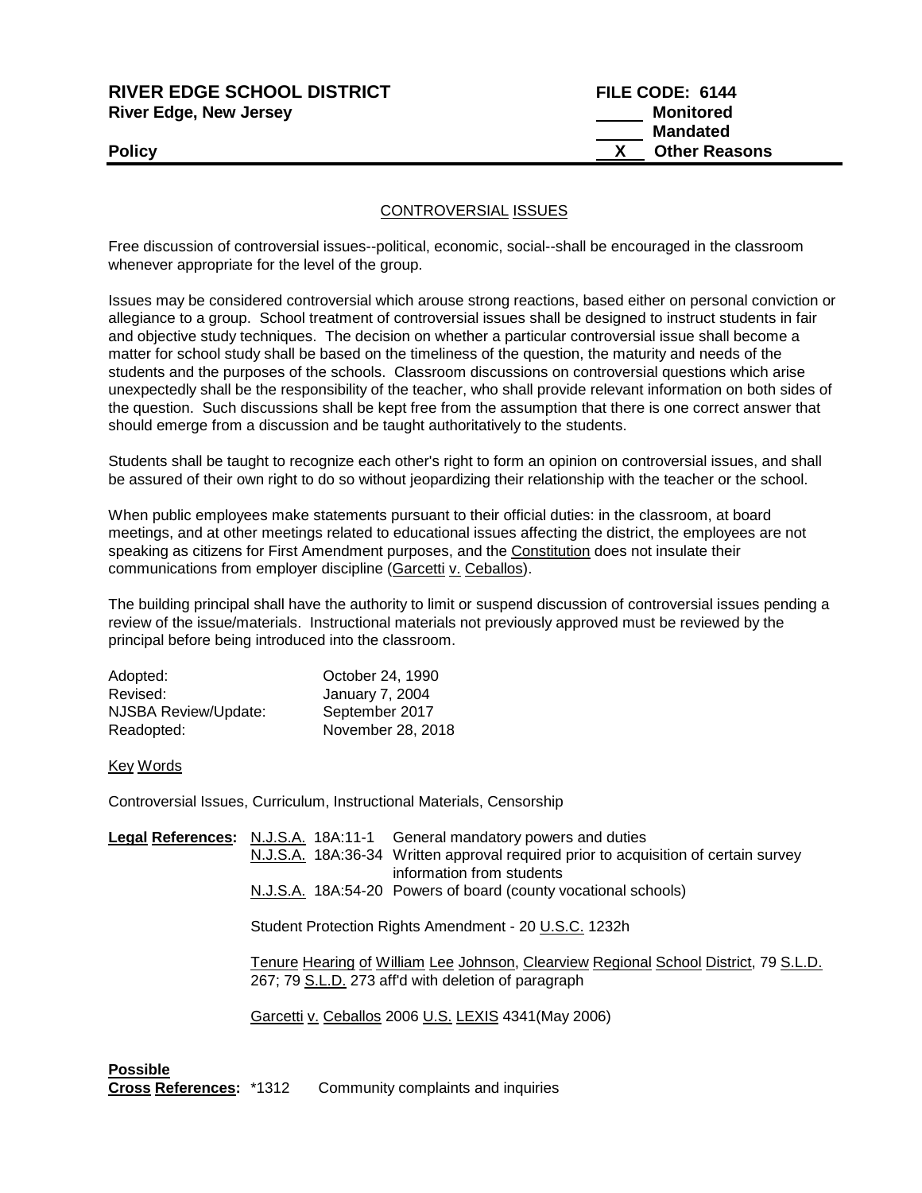**RIVER EDGE SCHOOL DISTRICT** **FILE CODE: 6144**
**River Edge, New Jersey** \_\_\_\_\_ **Monitored**
\_\_\_\_\_ **Mandated**
**Policy** \_\_X\_\_ **Other Reasons**

## CONTROVERSIAL ISSUES

Free discussion of controversial issues--political, economic, social--shall be encouraged in the classroom whenever appropriate for the level of the group.

Issues may be considered controversial which arouse strong reactions, based either on personal conviction or allegiance to a group. School treatment of controversial issues shall be designed to instruct students in fair and objective study techniques. The decision on whether a particular controversial issue shall become a matter for school study shall be based on the timeliness of the question, the maturity and needs of the students and the purposes of the schools. Classroom discussions on controversial questions which arise unexpectedly shall be the responsibility of the teacher, who shall provide relevant information on both sides of the question. Such discussions shall be kept free from the assumption that there is one correct answer that should emerge from a discussion and be taught authoritatively to the students.

Students shall be taught to recognize each other's right to form an opinion on controversial issues, and shall be assured of their own right to do so without jeopardizing their relationship with the teacher or the school.

When public employees make statements pursuant to their official duties: in the classroom, at board meetings, and at other meetings related to educational issues affecting the district, the employees are not speaking as citizens for First Amendment purposes, and the Constitution does not insulate their communications from employer discipline (Garcetti v. Ceballos).

The building principal shall have the authority to limit or suspend discussion of controversial issues pending a review of the issue/materials. Instructional materials not previously approved must be reviewed by the principal before being introduced into the classroom.

| | |
|---|---|
| Adopted: | October 24, 1990 |
| Revised: | January 7, 2004 |
| NJSBA Review/Update: | September 2017 |
| Readopted: | November 28, 2018 |

Key Words

Controversial Issues, Curriculum, Instructional Materials, Censorship

**Legal References:**

N.J.S.A. 18A:11-1 General mandatory powers and duties
N.J.S.A. 18A:36-34 Written approval required prior to acquisition of certain survey information from students
N.J.S.A. 18A:54-20 Powers of board (county vocational schools)

Student Protection Rights Amendment - 20 U.S.C. 1232h

Tenure Hearing of William Lee Johnson, Clearview Regional School District, 79 S.L.D. 267; 79 S.L.D. 273 aff'd with deletion of paragraph

Garcetti v. Ceballos 2006 U.S. LEXIS 4341(May 2006)

**Possible Cross References:** *1312 Community complaints and inquiries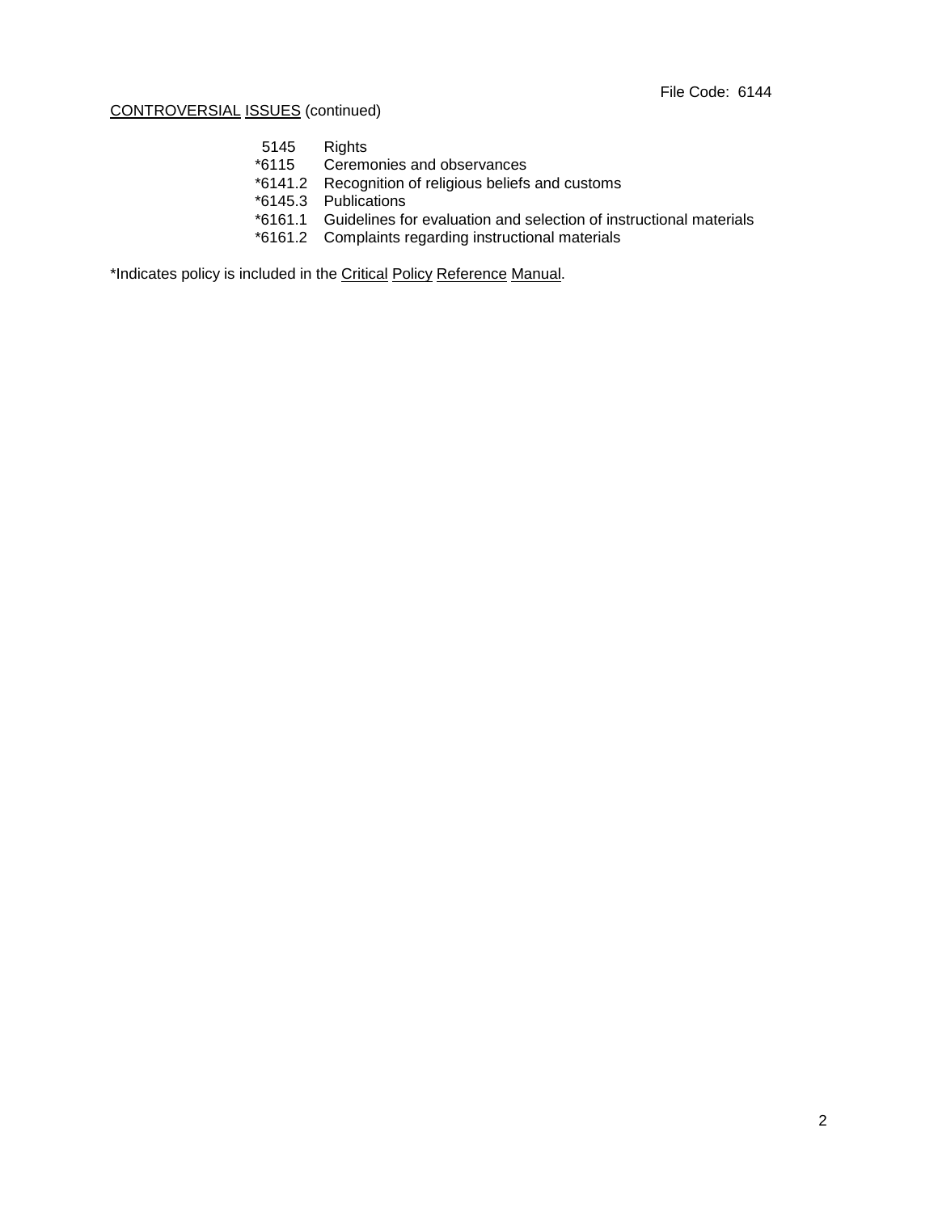CONTROVERSIAL ISSUES (continued)

5145 Rights
*6115 Ceremonies and observances
*6141.2 Recognition of religious beliefs and customs
*6145.3 Publications
*6161.1 Guidelines for evaluation and selection of instructional materials
*6161.2 Complaints regarding instructional materials

*Indicates policy is included in the Critical Policy Reference Manual.